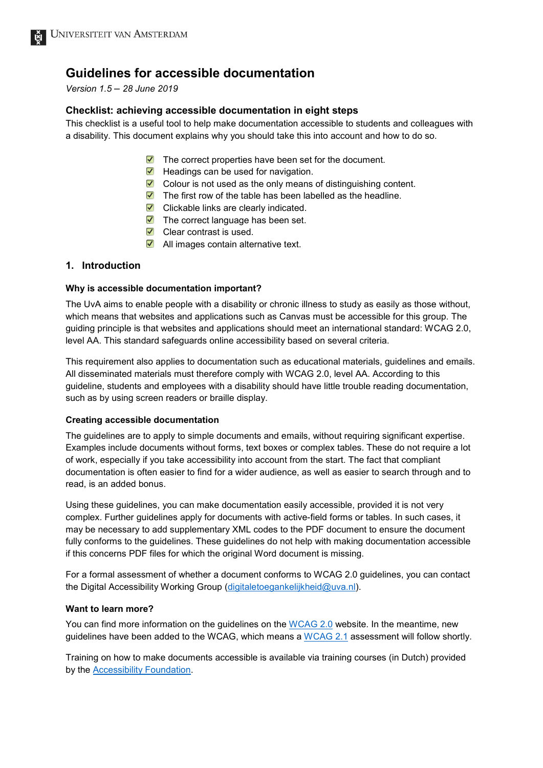# Guidelines for accessible documentation

*Version 1.5 – 28 June 2019*

## Checklist: achieving accessible documentation in eight steps

This checklist is a useful tool to help make documentation accessible to students and colleagues with a disability. This document explains why you should take this into account and how to do so.

- [x] The correct properties have been set for the document.
- [x] Headings can be used for navigation.
- [x] Colour is not used as the only means of distinguishing content.
- [x] The first row of the table has been labelled as the headline.
- [x] Clickable links are clearly indicated.
- [x] The correct language has been set.
- [x] Clear contrast is used.
- [x] All images contain alternative text.

## 1. Introduction

### Why is accessible documentation important?

The UvA aims to enable people with a disability or chronic illness to study as easily as those without, which means that websites and applications such as Canvas must be accessible for this group. The guiding principle is that websites and applications should meet an international standard: WCAG 2.0, level AA. This standard safeguards online accessibility based on several criteria.

This requirement also applies to documentation such as educational materials, guidelines and emails. All disseminated materials must therefore comply with WCAG 2.0, level AA. According to this guideline, students and employees with a disability should have little trouble reading documentation, such as by using screen readers or braille display.

### Creating accessible documentation

The guidelines are to apply to simple documents and emails, without requiring significant expertise. Examples include documents without forms, text boxes or complex tables. These do not require a lot of work, especially if you take accessibility into account from the start. The fact that compliant documentation is often easier to find for a wider audience, as well as easier to search through and to read, is an added bonus.

Using these guidelines, you can make documentation easily accessible, provided it is not very complex. Further guidelines apply for documents with active-field forms or tables. In such cases, it may be necessary to add supplementary XML codes to the PDF document to ensure the document fully conforms to the guidelines. These guidelines do not help with making documentation accessible if this concerns PDF files for which the original Word document is missing.

For a formal assessment of whether a document conforms to WCAG 2.0 guidelines, you can contact the Digital Accessibility Working Group (digitaletoegankelijkheid@uva.nl).

### Want to learn more?

You can find more information on the guidelines on the WCAG 2.0 website. In the meantime, new guidelines have been added to the WCAG, which means a WCAG 2.1 assessment will follow shortly.

Training on how to make documents accessible is available via training courses (in Dutch) provided by the Accessibility Foundation.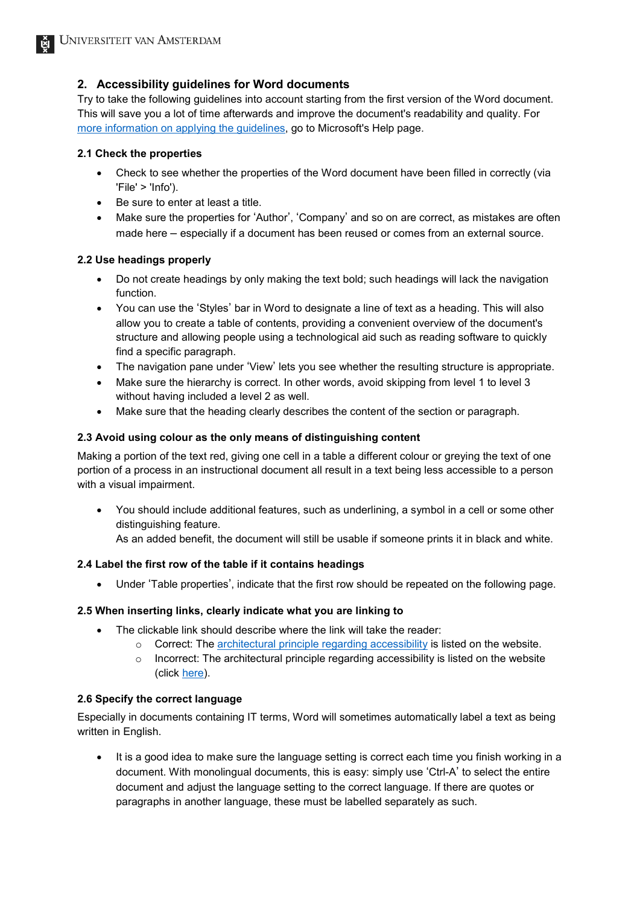## 2. Accessibility guidelines for Word documents

Try to take the following guidelines into account starting from the first version of the Word document. This will save you a lot of time afterwards and improve the document's readability and quality. For more information on applying the guidelines, go to Microsoft's Help page.

### 2.1 Check the properties

- Check to see whether the properties of the Word document have been filled in correctly (via 'File' > 'Info').
- Be sure to enter at least a title.
- Make sure the properties for 'Author', 'Company' and so on are correct, as mistakes are often made here – especially if a document has been reused or comes from an external source.

### 2.2 Use headings properly

- Do not create headings by only making the text bold; such headings will lack the navigation function.
- You can use the 'Styles' bar in Word to designate a line of text as a heading. This will also allow you to create a table of contents, providing a convenient overview of the document's structure and allowing people using a technological aid such as reading software to quickly find a specific paragraph.
- The navigation pane under 'View' lets you see whether the resulting structure is appropriate.
- Make sure the hierarchy is correct. In other words, avoid skipping from level 1 to level 3 without having included a level 2 as well.
- Make sure that the heading clearly describes the content of the section or paragraph.

### 2.3 Avoid using colour as the only means of distinguishing content

Making a portion of the text red, giving one cell in a table a different colour or greying the text of one portion of a process in an instructional document all result in a text being less accessible to a person with a visual impairment.

- You should include additional features, such as underlining, a symbol in a cell or some other distinguishing feature.
  As an added benefit, the document will still be usable if someone prints it in black and white.

### 2.4 Label the first row of the table if it contains headings

- Under 'Table properties', indicate that the first row should be repeated on the following page.

### 2.5 When inserting links, clearly indicate what you are linking to

- The clickable link should describe where the link will take the reader:
  - Correct: The architectural principle regarding accessibility is listed on the website.
  - Incorrect: The architectural principle regarding accessibility is listed on the website (click here).

### 2.6 Specify the correct language

Especially in documents containing IT terms, Word will sometimes automatically label a text as being written in English.

- It is a good idea to make sure the language setting is correct each time you finish working in a document. With monolingual documents, this is easy: simply use 'Ctrl-A' to select the entire document and adjust the language setting to the correct language. If there are quotes or paragraphs in another language, these must be labelled separately as such.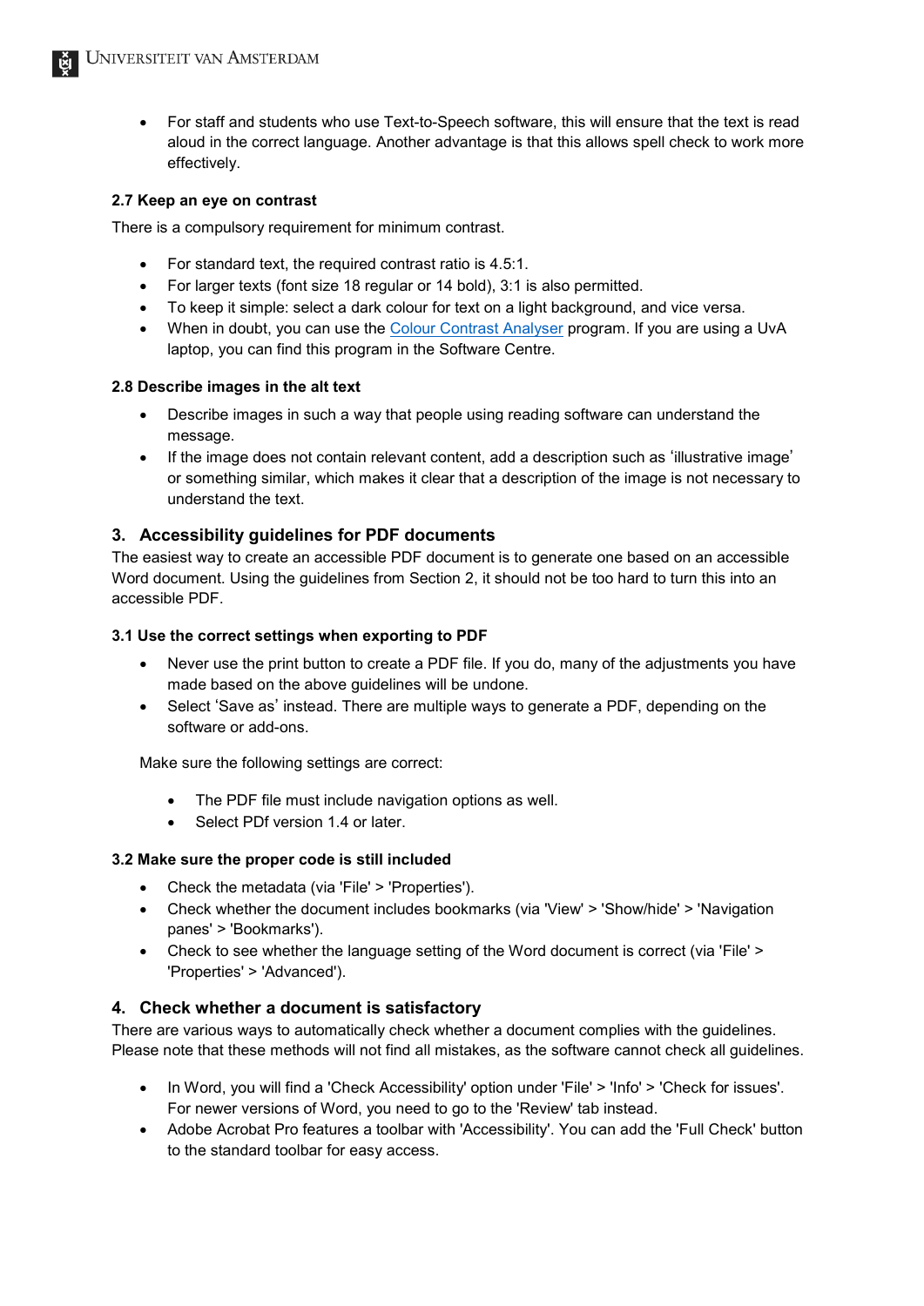- For staff and students who use Text-to-Speech software, this will ensure that the text is read aloud in the correct language. Another advantage is that this allows spell check to work more effectively.

### 2.7 Keep an eye on contrast

There is a compulsory requirement for minimum contrast.

- For standard text, the required contrast ratio is 4.5:1.
- For larger texts (font size 18 regular or 14 bold), 3:1 is also permitted.
- To keep it simple: select a dark colour for text on a light background, and vice versa.
- When in doubt, you can use the [Colour Contrast Analyser]() program. If you are using a UvA laptop, you can find this program in the Software Centre.

### 2.8 Describe images in the alt text

- Describe images in such a way that people using reading software can understand the message.
- If the image does not contain relevant content, add a description such as 'illustrative image' or something similar, which makes it clear that a description of the image is not necessary to understand the text.

## 3. Accessibility guidelines for PDF documents

The easiest way to create an accessible PDF document is to generate one based on an accessible Word document. Using the guidelines from Section 2, it should not be too hard to turn this into an accessible PDF.

### 3.1 Use the correct settings when exporting to PDF

- Never use the print button to create a PDF file. If you do, many of the adjustments you have made based on the above guidelines will be undone.
- Select 'Save as' instead. There are multiple ways to generate a PDF, depending on the software or add-ons.

Make sure the following settings are correct:

- The PDF file must include navigation options as well.
- Select PDf version 1.4 or later.

### 3.2 Make sure the proper code is still included

- Check the metadata (via 'File' > 'Properties').
- Check whether the document includes bookmarks (via 'View' > 'Show/hide' > 'Navigation panes' > 'Bookmarks').
- Check to see whether the language setting of the Word document is correct (via 'File' > 'Properties' > 'Advanced').

## 4. Check whether a document is satisfactory

There are various ways to automatically check whether a document complies with the guidelines. Please note that these methods will not find all mistakes, as the software cannot check all guidelines.

- In Word, you will find a 'Check Accessibility' option under 'File' > 'Info' > 'Check for issues'. For newer versions of Word, you need to go to the 'Review' tab instead.
- Adobe Acrobat Pro features a toolbar with 'Accessibility'. You can add the 'Full Check' button to the standard toolbar for easy access.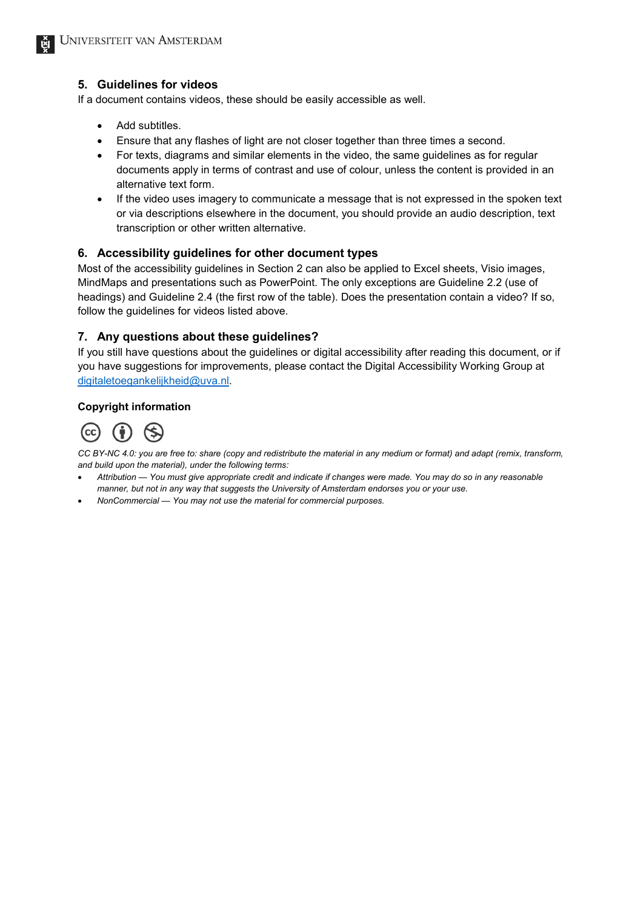## 5. Guidelines for videos

If a document contains videos, these should be easily accessible as well.

- Add subtitles.
- Ensure that any flashes of light are not closer together than three times a second.
- For texts, diagrams and similar elements in the video, the same guidelines as for regular documents apply in terms of contrast and use of colour, unless the content is provided in an alternative text form.
- If the video uses imagery to communicate a message that is not expressed in the spoken text or via descriptions elsewhere in the document, you should provide an audio description, text transcription or other written alternative.

## 6. Accessibility guidelines for other document types

Most of the accessibility guidelines in Section 2 can also be applied to Excel sheets, Visio images, MindMaps and presentations such as PowerPoint. The only exceptions are Guideline 2.2 (use of headings) and Guideline 2.4 (the first row of the table). Does the presentation contain a video? If so, follow the guidelines for videos listed above.

## 7. Any questions about these guidelines?

If you still have questions about the guidelines or digital accessibility after reading this document, or if you have suggestions for improvements, please contact the Digital Accessibility Working Group at digitaletoegankelijkheid@uva.nl.

**Copyright information**

*CC BY-NC 4.0: you are free to: share (copy and redistribute the material in any medium or format) and adapt (remix, transform, and build upon the material), under the following terms:*

- *Attribution — You must give appropriate credit and indicate if changes were made. You may do so in any reasonable manner, but not in any way that suggests the University of Amsterdam endorses you or your use.*
- *NonCommercial — You may not use the material for commercial purposes.*